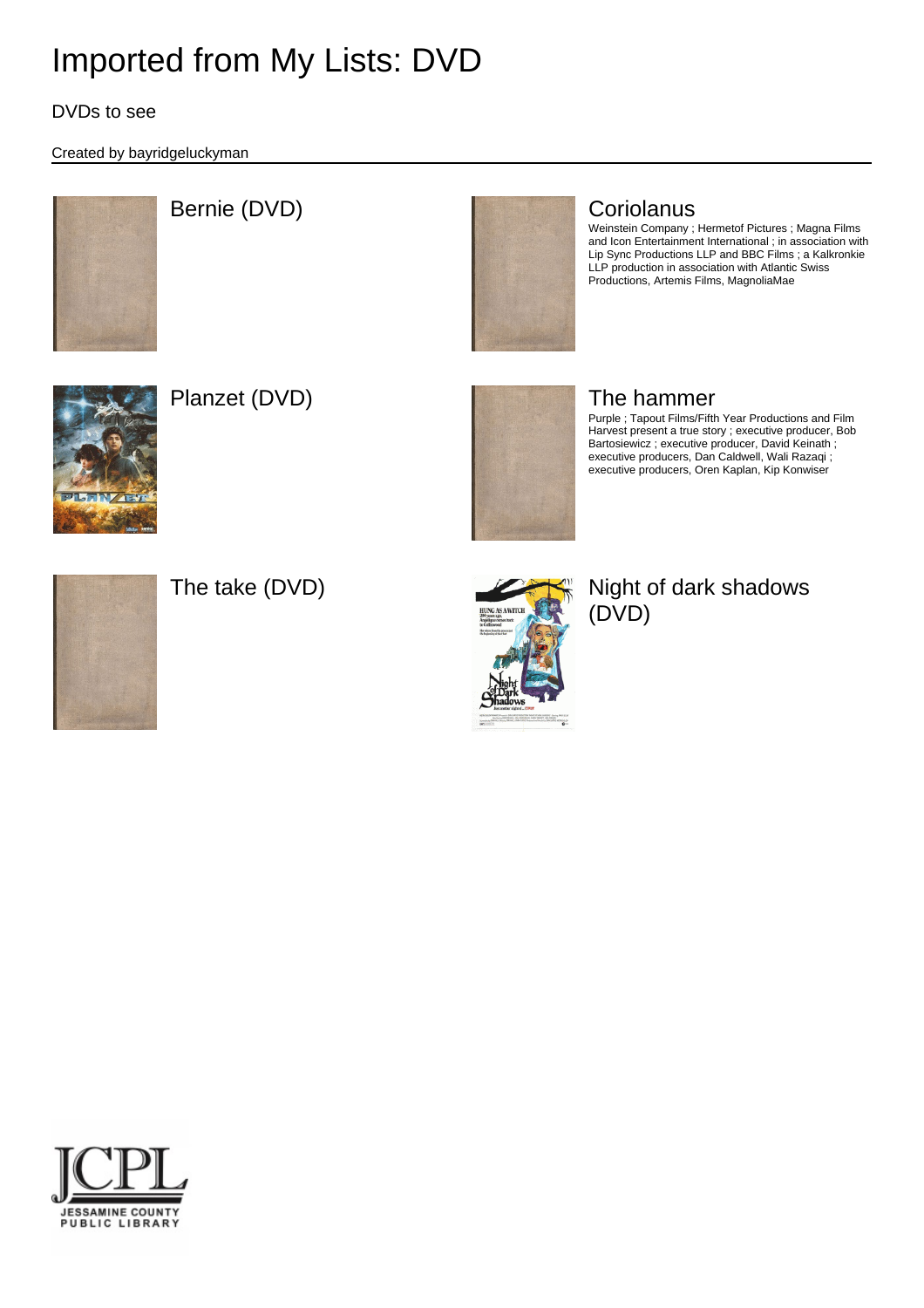# Imported from My Lists: DVD

DVDs to see

Created by bayridgeluckyman

## Bernie (DVD)

## Coriolanus

Weinstein Company ; Hermetof Pictures ; Magna Films and Icon Entertainment International ; in association with Lip Sync Productions LLP and BBC Films ; a Kalkronkie LLP production in association with Atlantic Swiss Productions, Artemis Films, MagnoliaMae

## Planzet (DVD)

## The hammer

Purple ; Tapout Films/Fifth Year Productions and Film Harvest present a true story ; executive producer, Bob Bartosiewicz ; executive producer, David Keinath ; executive producers, Dan Caldwell, Wali Razaqi ; executive producers, Oren Kaplan, Kip Konwiser

## The take (DVD)

## Night of dark shadows (DVD)

JCPL
JESSAMINE COUNTY PUBLIC LIBRARY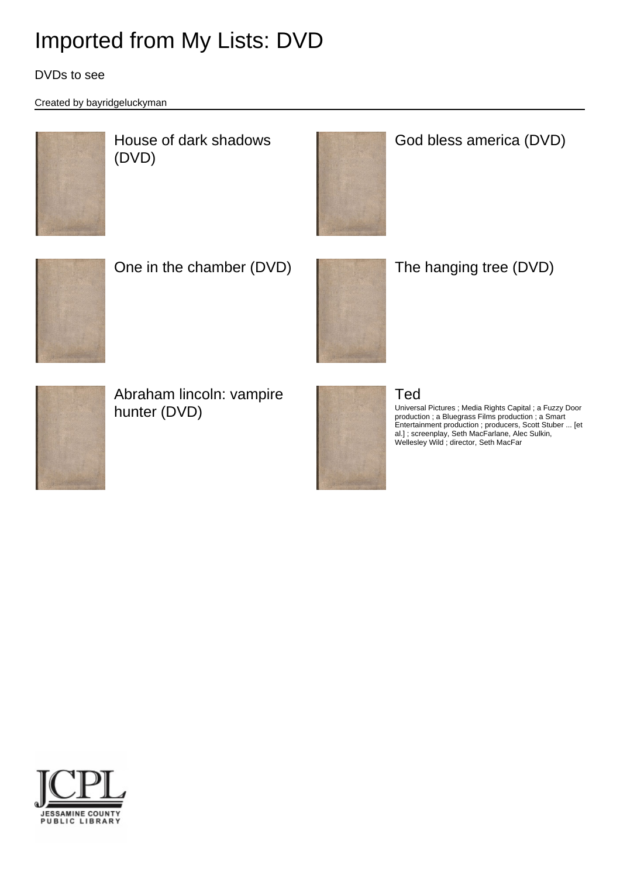# Imported from My Lists: DVD

DVDs to see

Created by bayridgeluckyman

House of dark shadows (DVD)

God bless america (DVD)

One in the chamber (DVD)

The hanging tree (DVD)

Abraham lincoln: vampire hunter (DVD)

Ted

Universal Pictures ; Media Rights Capital ; a Fuzzy Door production ; a Bluegrass Films production ; a Smart Entertainment production ; producers, Scott Stuber ... [et al.] ; screenplay, Seth MacFarlane, Alec Sulkin, Wellesley Wild ; director, Seth MacFar

JCPL
JESSAMINE COUNTY PUBLIC LIBRARY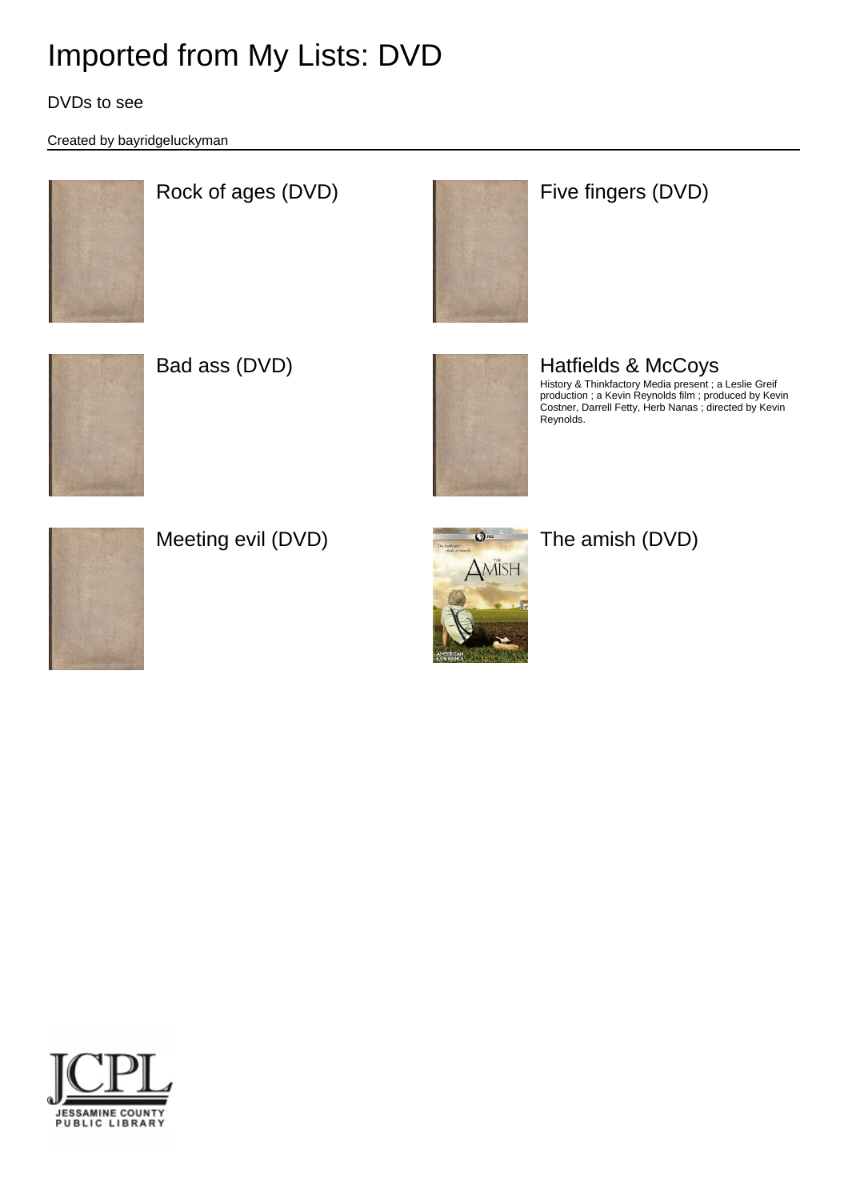# Imported from My Lists: DVD

DVDs to see

Created by bayridgeluckyman

## Rock of ages (DVD)

## Five fingers (DVD)

## Bad ass (DVD)

## Hatfields & McCoys

History & Thinkfactory Media present ; a Leslie Greif production ; a Kevin Reynolds film ; produced by Kevin Costner, Darrell Fetty, Herb Nanas ; directed by Kevin Reynolds.

## Meeting evil (DVD)

## The amish (DVD)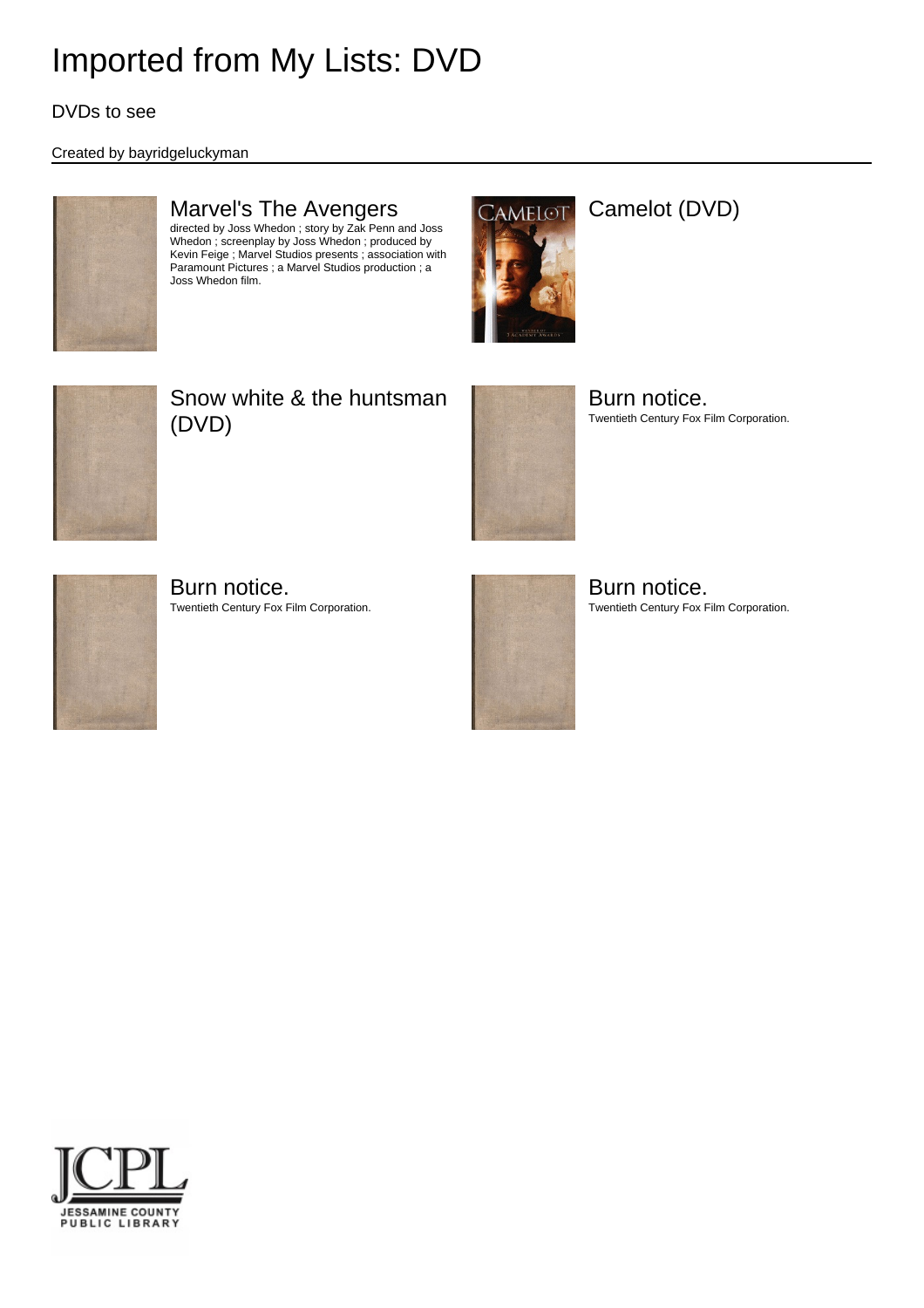# Imported from My Lists: DVD

DVDs to see

Created by bayridgeluckyman

## Marvel's The Avengers

directed by Joss Whedon ; story by Zak Penn and Joss Whedon ; screenplay by Joss Whedon ; produced by Kevin Feige ; Marvel Studios presents ; association with Paramount Pictures ; a Marvel Studios production ; a Joss Whedon film.

## Camelot (DVD)

## Snow white & the huntsman (DVD)

## Burn notice.

Twentieth Century Fox Film Corporation.

## Burn notice.

Twentieth Century Fox Film Corporation.

## Burn notice.

Twentieth Century Fox Film Corporation.

JCPL
JESSAMINE COUNTY PUBLIC LIBRARY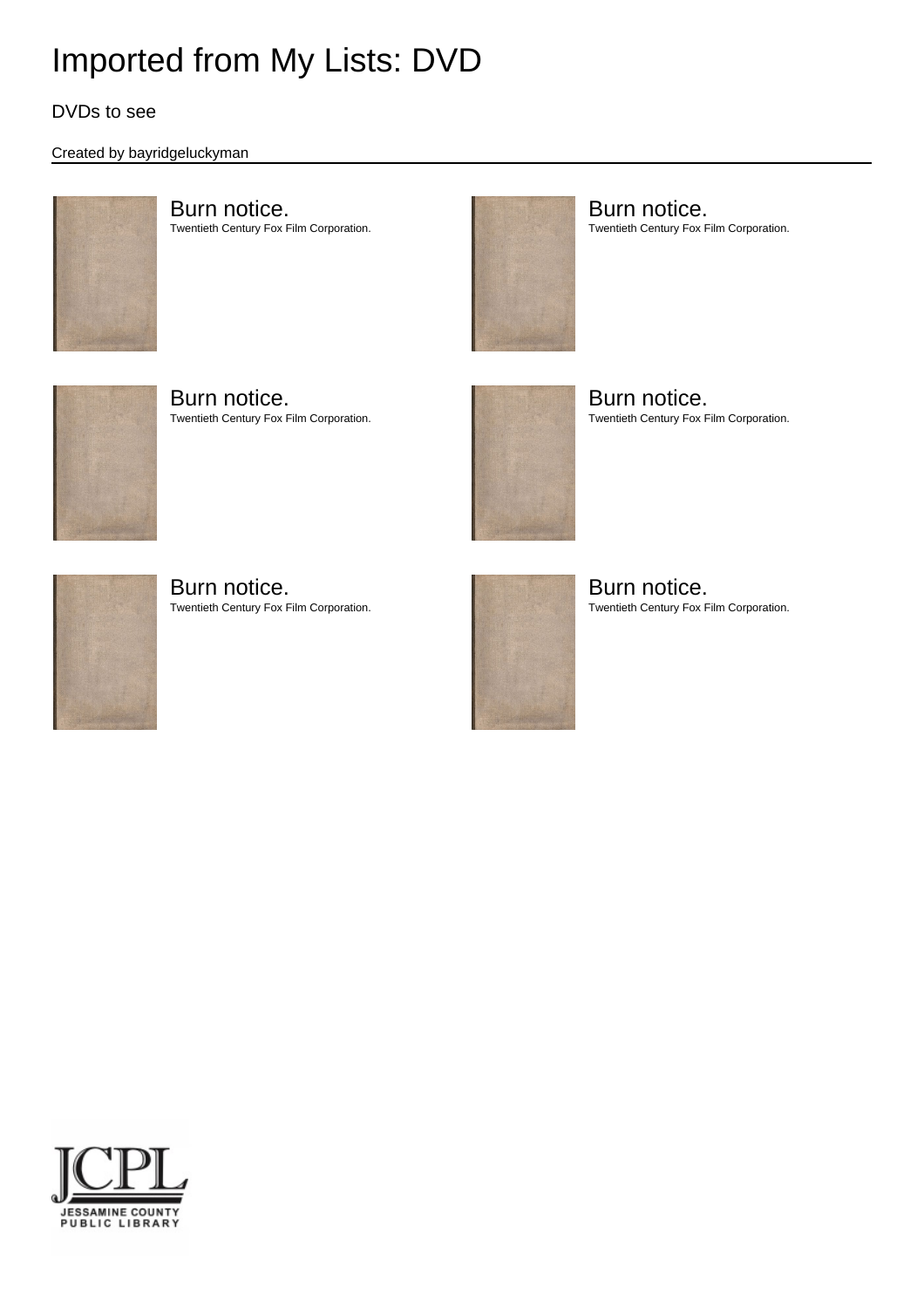# Imported from My Lists: DVD

DVDs to see

Created by bayridgeluckyman

### Burn notice.
Twentieth Century Fox Film Corporation.

### Burn notice.
Twentieth Century Fox Film Corporation.

### Burn notice.
Twentieth Century Fox Film Corporation.

### Burn notice.
Twentieth Century Fox Film Corporation.

### Burn notice.
Twentieth Century Fox Film Corporation.

### Burn notice.
Twentieth Century Fox Film Corporation.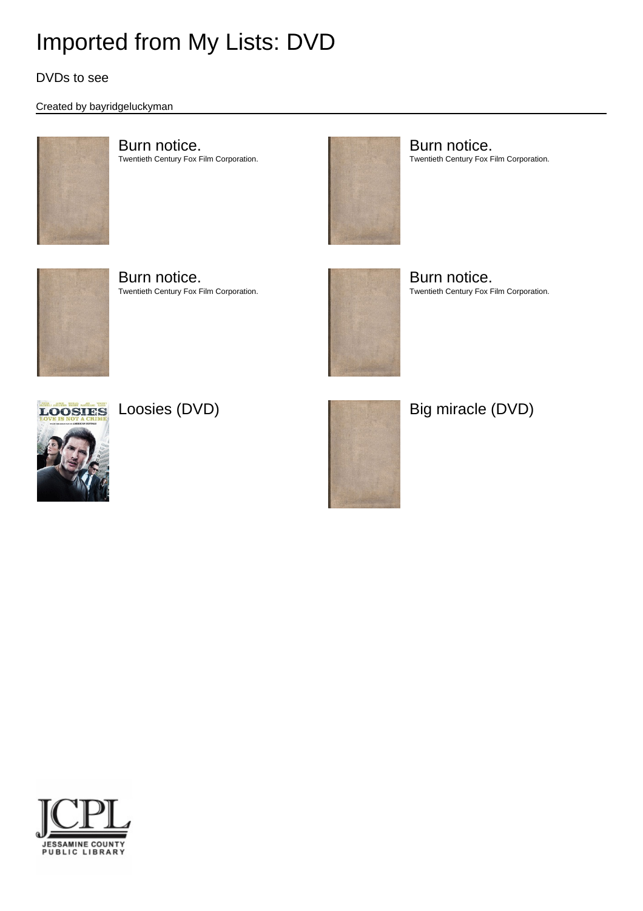# Imported from My Lists: DVD

DVDs to see

Created by bayridgeluckyman

Burn notice.
Twentieth Century Fox Film Corporation.

Burn notice.
Twentieth Century Fox Film Corporation.

Burn notice.
Twentieth Century Fox Film Corporation.

Burn notice.
Twentieth Century Fox Film Corporation.

Loosies (DVD)

Big miracle (DVD)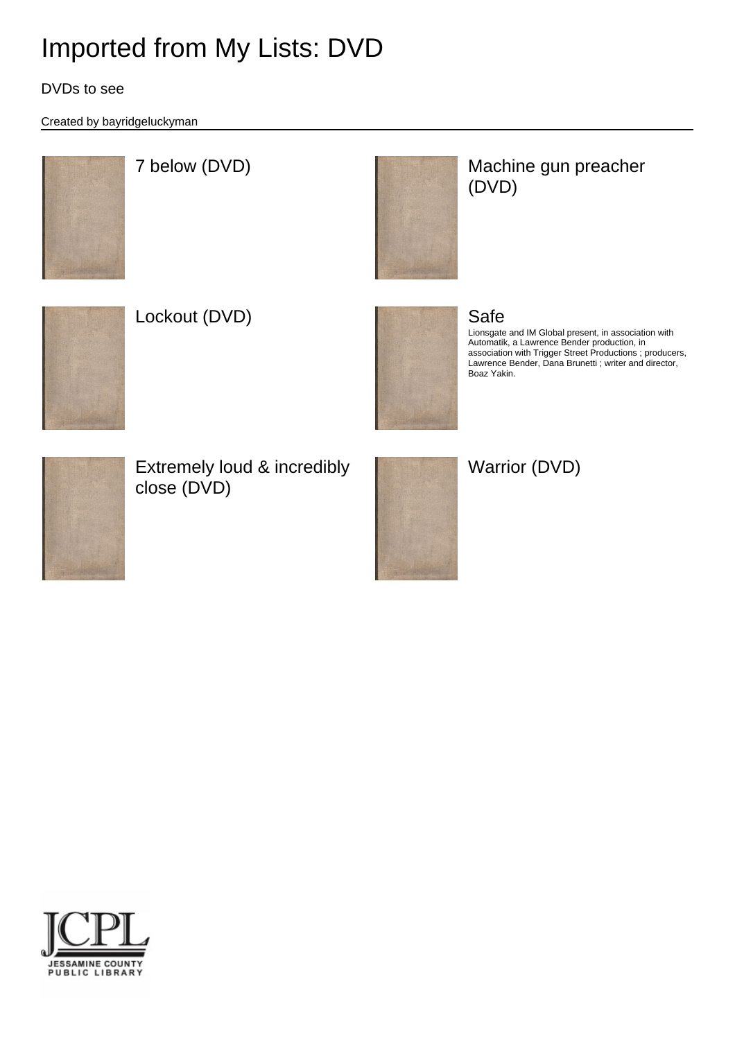# Imported from My Lists: DVD

DVDs to see

Created by bayridgeluckyman

7 below (DVD)

Machine gun preacher (DVD)

Lockout (DVD)

Safe

Lionsgate and IM Global present, in association with Automatik, a Lawrence Bender production, in association with Trigger Street Productions ; producers, Lawrence Bender, Dana Brunetti ; writer and director, Boaz Yakin.

Extremely loud & incredibly close (DVD)

Warrior (DVD)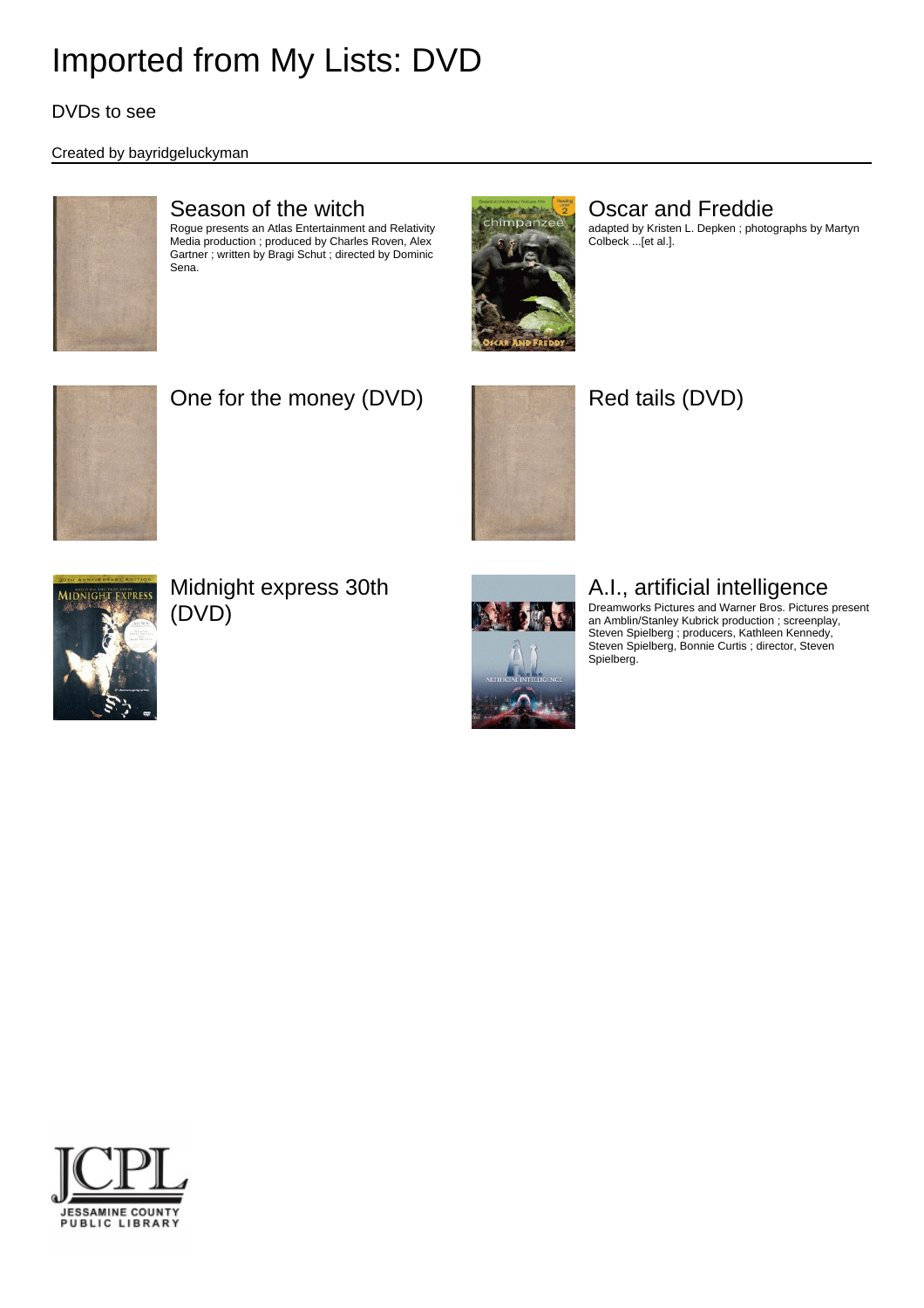# Imported from My Lists: DVD

DVDs to see

Created by bayridgeluckyman

## Season of the witch

Rogue presents an Atlas Entertainment and Relativity Media production ; produced by Charles Roven, Alex Gartner ; written by Bragi Schut ; directed by Dominic Sena.

## Oscar and Freddie

adapted by Kristen L. Depken ; photographs by Martyn Colbeck ...[et al.].

## One for the money (DVD)

## Red tails (DVD)

## Midnight express 30th (DVD)

## A.I., artificial intelligence

Dreamworks Pictures and Warner Bros. Pictures present an Amblin/Stanley Kubrick production ; screenplay, Steven Spielberg ; producers, Kathleen Kennedy, Steven Spielberg, Bonnie Curtis ; director, Steven Spielberg.

JCPL
JESSAMINE COUNTY PUBLIC LIBRARY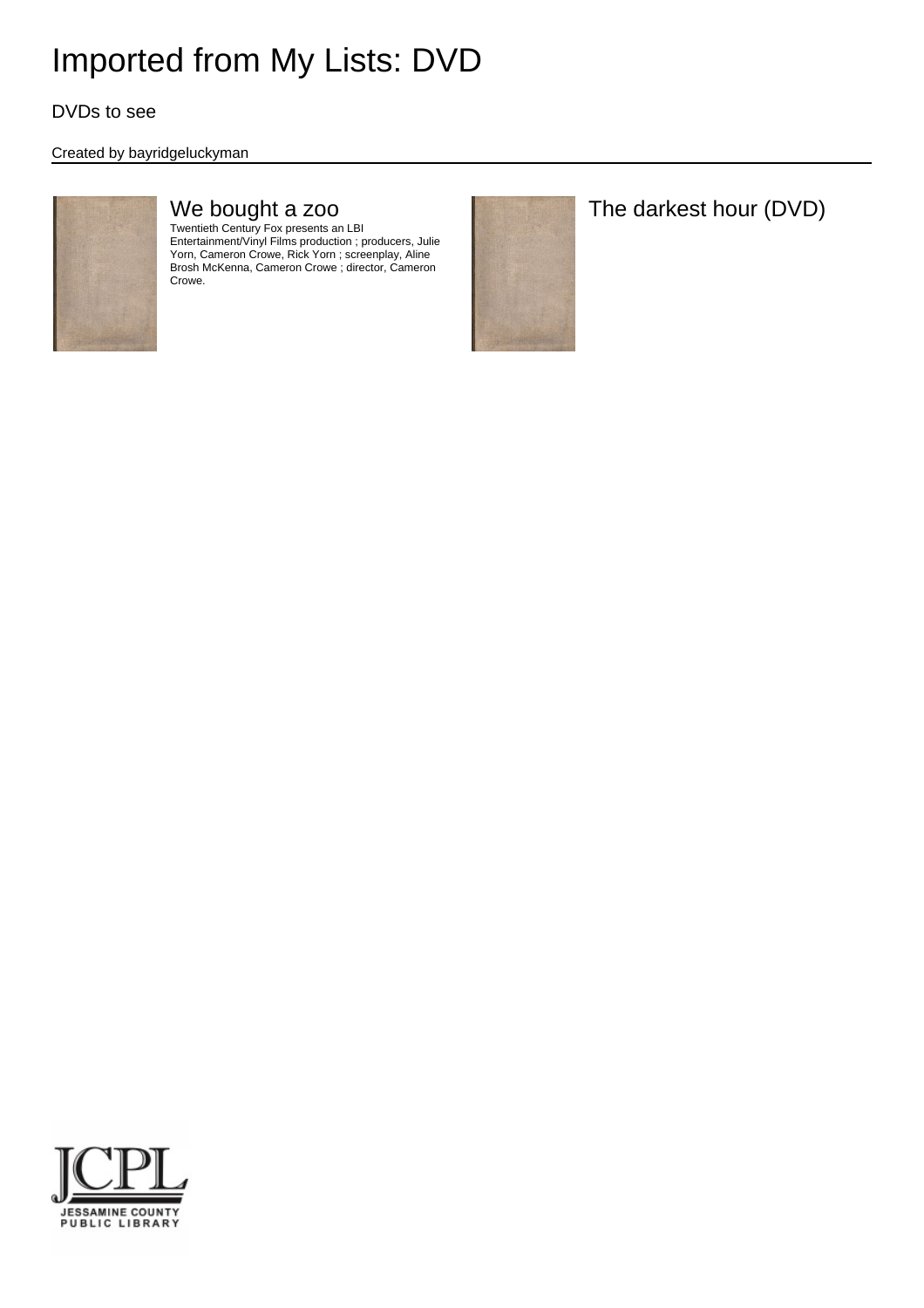# Imported from My Lists: DVD

DVDs to see

Created by bayridgeluckyman

## We bought a zoo

Twentieth Century Fox presents an LBI Entertainment/Vinyl Films production ; producers, Julie Yorn, Cameron Crowe, Rick Yorn ; screenplay, Aline Brosh McKenna, Cameron Crowe ; director, Cameron Crowe.

## The darkest hour (DVD)

JCPL
JESSAMINE COUNTY PUBLIC LIBRARY